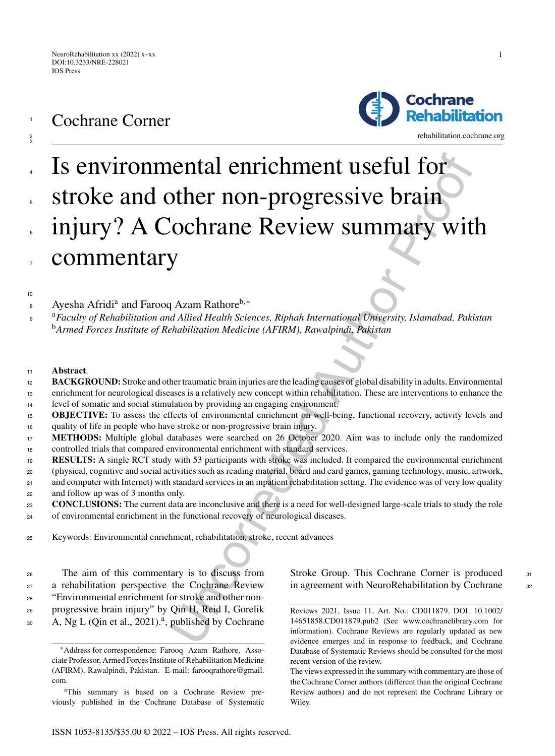Cochrane Corner

# Is environmental enrichment useful for stroke and other non-progressive brain injury? A Cochrane Review summary with commentary

Ayesha Afridi[a] and Farooq Azam Rathore[b,*]

[a]*Faculty of Rehabilitation and Allied Health Sciences, Riphah International University, Islamabad, Pakistan*
[b]*Armed Forces Institute of Rehabilitation Medicine (AFIRM), Rawalpindi, Pakistan*

**Abstract**.

**BACKGROUND:** Stroke and other traumatic brain injuries are the leading causes of global disability in adults. Environmental enrichment for neurological diseases is a relatively new concept within rehabilitation. These are interventions to enhance the level of somatic and social stimulation by providing an engaging environment.

**OBJECTIVE:** To assess the effects of environmental enrichment on well-being, functional recovery, activity levels and quality of life in people who have stroke or non-progressive brain injury.

**METHODS:** Multiple global databases were searched on 26 October 2020. Aim was to include only the randomized controlled trials that compared environmental enrichment with standard services.

**RESULTS:** A single RCT study with 53 participants with stroke was included. It compared the environmental enrichment (physical, cognitive and social activities such as reading material, board and card games, gaming technology, music, artwork, and computer with Internet) with standard services in an inpatient rehabilitation setting. The evidence was of very low quality and follow up was of 3 months only.

**CONCLUSIONS:** The current data are inconclusive and there is a need for well-designed large-scale trials to study the role of environmental enrichment in the functional recovery of neurological diseases.

Keywords: Environmental enrichment, rehabilitation, stroke, recent advances

The aim of this commentary is to discuss from a rehabilitation perspective the Cochrane Review "Environmental enrichment for stroke and other non-progressive brain injury" by Qin H, Reid I, Gorelik A, Ng L (Qin et al., 2021).[a], published by Cochrane Stroke Group. This Cochrane Corner is produced in agreement with NeuroRehabilitation by Cochrane

*Address for correspondence: Farooq Azam Rathore, Associate Professor, Armed Forces Institute of Rehabilitation Medicine (AFIRM), Rawalpindi, Pakistan. E-mail: farooqrathore@gmail.com.

[a]This summary is based on a Cochrane Review previously published in the Cochrane Database of Systematic Reviews 2021, Issue 11, Art. No.: CD011879. DOI: 10.1002/14651858.CD011879.pub2 (See www.cochranelibrary.com for information). Cochrane Reviews are regularly updated as new evidence emerges and in response to feedback, and Cochrane Database of Systematic Reviews should be consulted for the most recent version of the review.

The views expressed in the summary with commentary are those of the Cochrane Corner authors (different than the original Cochrane Review authors) and do not represent the Cochrane Library or Wiley.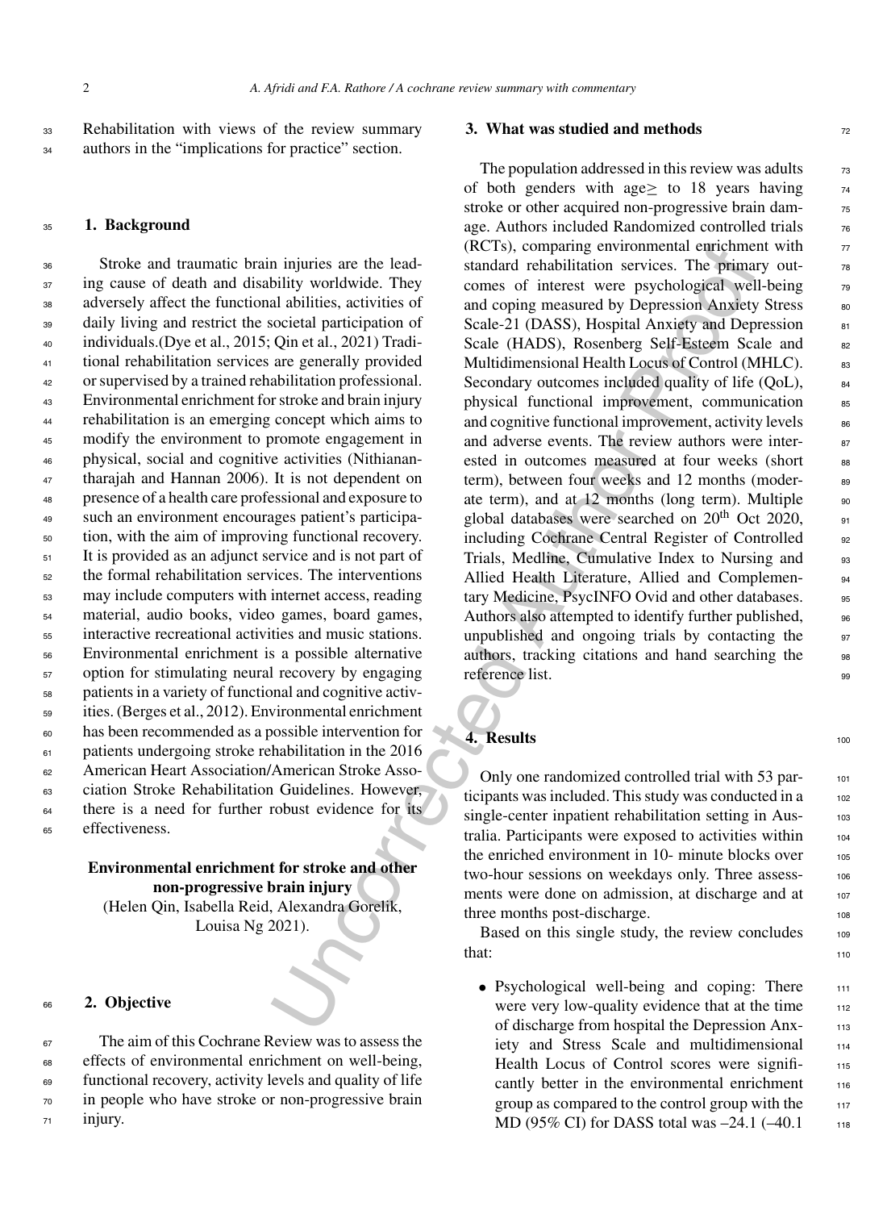Rehabilitation with views of the review summary authors in the "implications for practice" section.

## 1. Background

Stroke and traumatic brain injuries are the leading cause of death and disability worldwide. They adversely affect the functional abilities, activities of daily living and restrict the societal participation of individuals.(Dye et al., 2015; Qin et al., 2021) Traditional rehabilitation services are generally provided or supervised by a trained rehabilitation professional. Environmental enrichment for stroke and brain injury rehabilitation is an emerging concept which aims to modify the environment to promote engagement in physical, social and cognitive activities (Nithianantharajah and Hannan 2006). It is not dependent on presence of a health care professional and exposure to such an environment encourages patient's participation, with the aim of improving functional recovery. It is provided as an adjunct service and is not part of the formal rehabilitation services. The interventions may include computers with internet access, reading material, audio books, video games, board games, interactive recreational activities and music stations. Environmental enrichment is a possible alternative option for stimulating neural recovery by engaging patients in a variety of functional and cognitive activities. (Berges et al., 2012). Environmental enrichment has been recommended as a possible intervention for patients undergoing stroke rehabilitation in the 2016 American Heart Association/American Stroke Association Stroke Rehabilitation Guidelines. However, there is a need for further robust evidence for its effectiveness.

**Environmental enrichment for stroke and other non-progressive brain injury**
(Helen Qin, Isabella Reid, Alexandra Gorelik, Louisa Ng 2021).

## 2. Objective

The aim of this Cochrane Review was to assess the effects of environmental enrichment on well-being, functional recovery, activity levels and quality of life in people who have stroke or non-progressive brain injury.

## 3. What was studied and methods

The population addressed in this review was adults of both genders with age$\geq$ to 18 years having stroke or other acquired non-progressive brain damage. Authors included Randomized controlled trials (RCTs), comparing environmental enrichment with standard rehabilitation services. The primary outcomes of interest were psychological well-being and coping measured by Depression Anxiety Stress Scale-21 (DASS), Hospital Anxiety and Depression Scale (HADS), Rosenberg Self-Esteem Scale and Multidimensional Health Locus of Control (MHLC). Secondary outcomes included quality of life (QoL), physical functional improvement, communication and cognitive functional improvement, activity levels and adverse events. The review authors were interested in outcomes measured at four weeks (short term), between four weeks and 12 months (moderate term), and at 12 months (long term). Multiple global databases were searched on 20$^{th}$ Oct 2020, including Cochrane Central Register of Controlled Trials, Medline, Cumulative Index to Nursing and Allied Health Literature, Allied and Complementary Medicine, PsycINFO Ovid and other databases. Authors also attempted to identify further published, unpublished and ongoing trials by contacting the authors, tracking citations and hand searching the reference list.

## 4. Results

Only one randomized controlled trial with 53 participants was included. This study was conducted in a single-center inpatient rehabilitation setting in Australia. Participants were exposed to activities within the enriched environment in 10- minute blocks over two-hour sessions on weekdays only. Three assessments were done on admission, at discharge and at three months post-discharge.

Based on this single study, the review concludes that:

- Psychological well-being and coping: There were very low-quality evidence that at the time of discharge from hospital the Depression Anxiety and Stress Scale and Multidimensional Health Locus of Control scores were significantly better in the environmental enrichment group as compared to the control group with the MD (95% CI) for DASS total was –24.1 (–40.1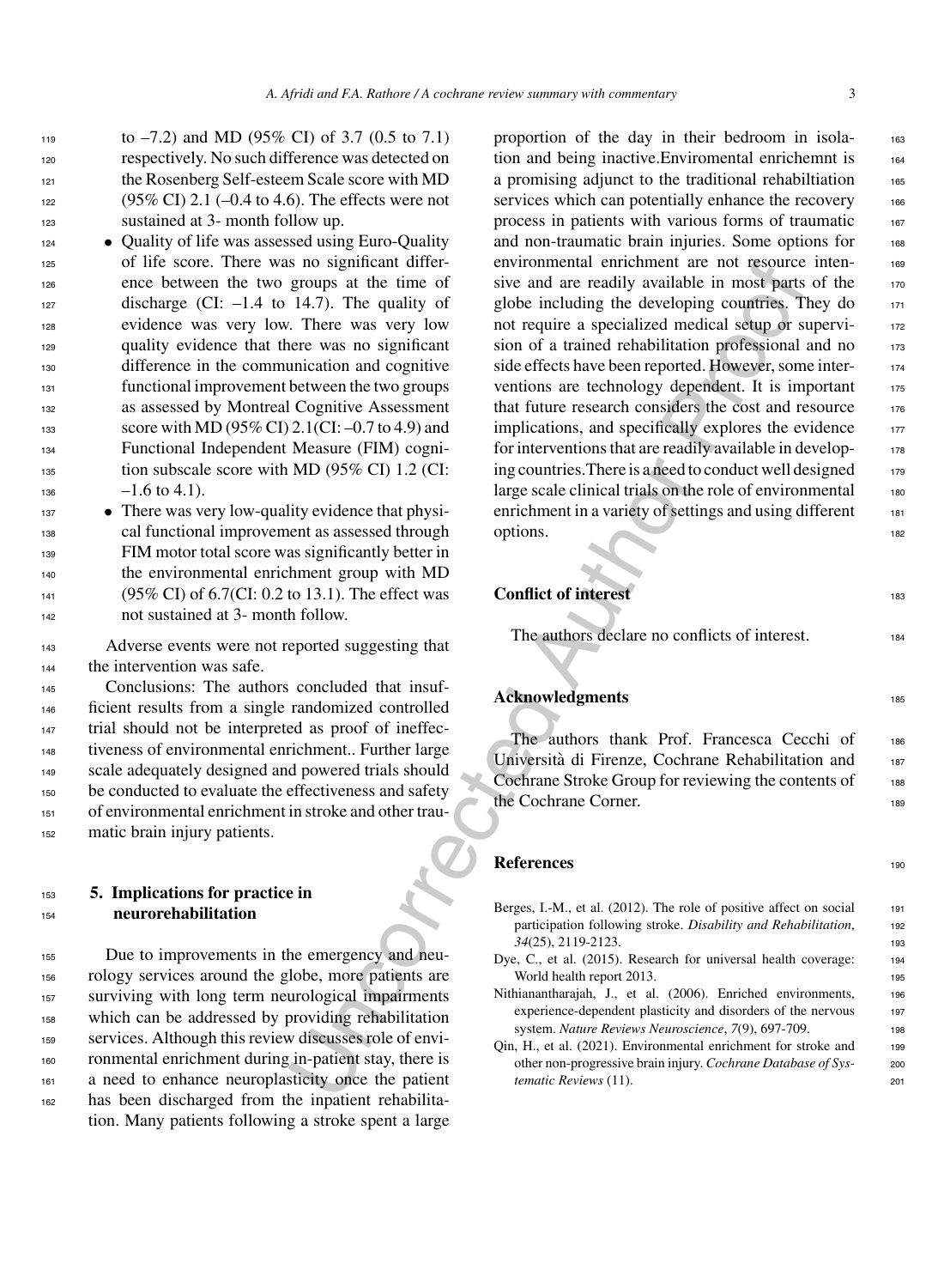to –7.2) and MD (95% CI) of 3.7 (0.5 to 7.1) respectively. No such difference was detected on the Rosenberg Self-esteem Scale score with MD (95% CI) 2.1 (–0.4 to 4.6). The effects were not sustained at 3- month follow up.

- Quality of life was assessed using Euro-Quality of life score. There was no significant difference between the two groups at the time of discharge (CI: –1.4 to 14.7). The quality of evidence was very low. There was very low quality evidence that there was no significant difference in the communication and cognitive functional improvement between the two groups as assessed by Montreal Cognitive Assessment score with MD (95% CI) 2.1(CI: –0.7 to 4.9) and Functional Independent Measure (FIM) cognition subscale score with MD (95% CI) 1.2 (CI: –1.6 to 4.1).
- There was very low-quality evidence that physical functional improvement as assessed through FIM motor total score was significantly better in the environmental enrichment group with MD (95% CI) of 6.7(CI: 0.2 to 13.1). The effect was not sustained at 3- month follow.

Adverse events were not reported suggesting that the intervention was safe.

Conclusions: The authors concluded that insufficient results from a single randomized controlled trial should not be interpreted as proof of ineffectiveness of environmental enrichment.. Further large scale adequately designed and powered trials should be conducted to evaluate the effectiveness and safety of environmental enrichment in stroke and other traumatic brain injury patients.

## 5. Implications for practice in neurorehabilitation

Due to improvements in the emergency and neurology services around the globe, more patients are surviving with long term neurological impairments which can be addressed by providing rehabilitation services. Although this review discusses role of environmental enrichment during in-patient stay, there is a need to enhance neuroplasticity once the patient has been discharged from the inpatient rehabilitation. Many patients following a stroke spent a large proportion of the day in their bedroom in isolation and being inactive.Enviromental enrichemnt is a promising adjunct to the traditional rehabiltiation services which can potentially enhance the recovery process in patients with various forms of traumatic and non-traumatic brain injuries. Some options for environmental enrichment are not resource intensive and are readily available in most parts of the globe including the developing countries. They do not require a specialized medical setup or supervision of a trained rehabilitation professional and no side effects have been reported. However, some interventions are technology dependent. It is important that future research considers the cost and resource implications, and specifically explores the evidence for interventions that are readily available in developing countries.There is a need to conduct well designed large scale clinical trials on the role of environmental enrichment in a variety of settings and using different options.

## Conflict of interest

The authors declare no conflicts of interest.

## Acknowledgments

The authors thank Prof. Francesca Cecchi of Università di Firenze, Cochrane Rehabilitation and Cochrane Stroke Group for reviewing the contents of the Cochrane Corner.

## References

Berges, I.-M., et al. (2012). The role of positive affect on social participation following stroke. *Disability and Rehabilitation*, *34*(25), 2119-2123.

Dye, C., et al. (2015). Research for universal health coverage: World health report 2013.

Nithianantharajah, J., et al. (2006). Enriched environments, experience-dependent plasticity and disorders of the nervous system. *Nature Reviews Neuroscience*, *7*(9), 697-709.

Qin, H., et al. (2021). Environmental enrichment for stroke and other non-progressive brain injury. *Cochrane Database of Systematic Reviews* (11).